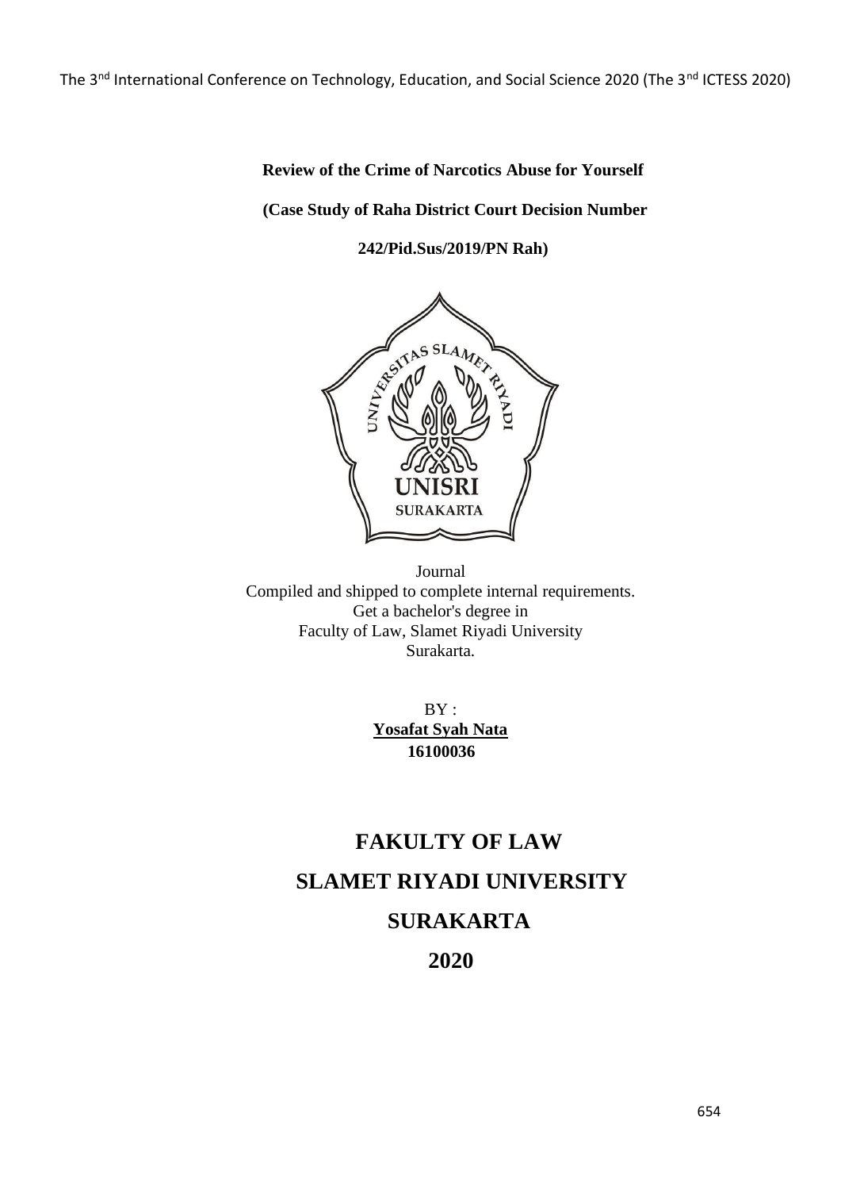# Review of the Crime of Narcotics Abuse for Yourself

**(Case Study of Raha District Court Decision Number**

**242/Pid.Sus/2019/PN Rah)**

Journal
Compiled and shipped to complete internal requirements.
Get a bachelor's degree in
Faculty of Law, Slamet Riyadi University
Surakarta.

BY :
**Yosafat Syah Nata**
**16100036**

**FAKULTY OF LAW**

**SLAMET RIYADI UNIVERSITY**

**SURAKARTA**

**2020**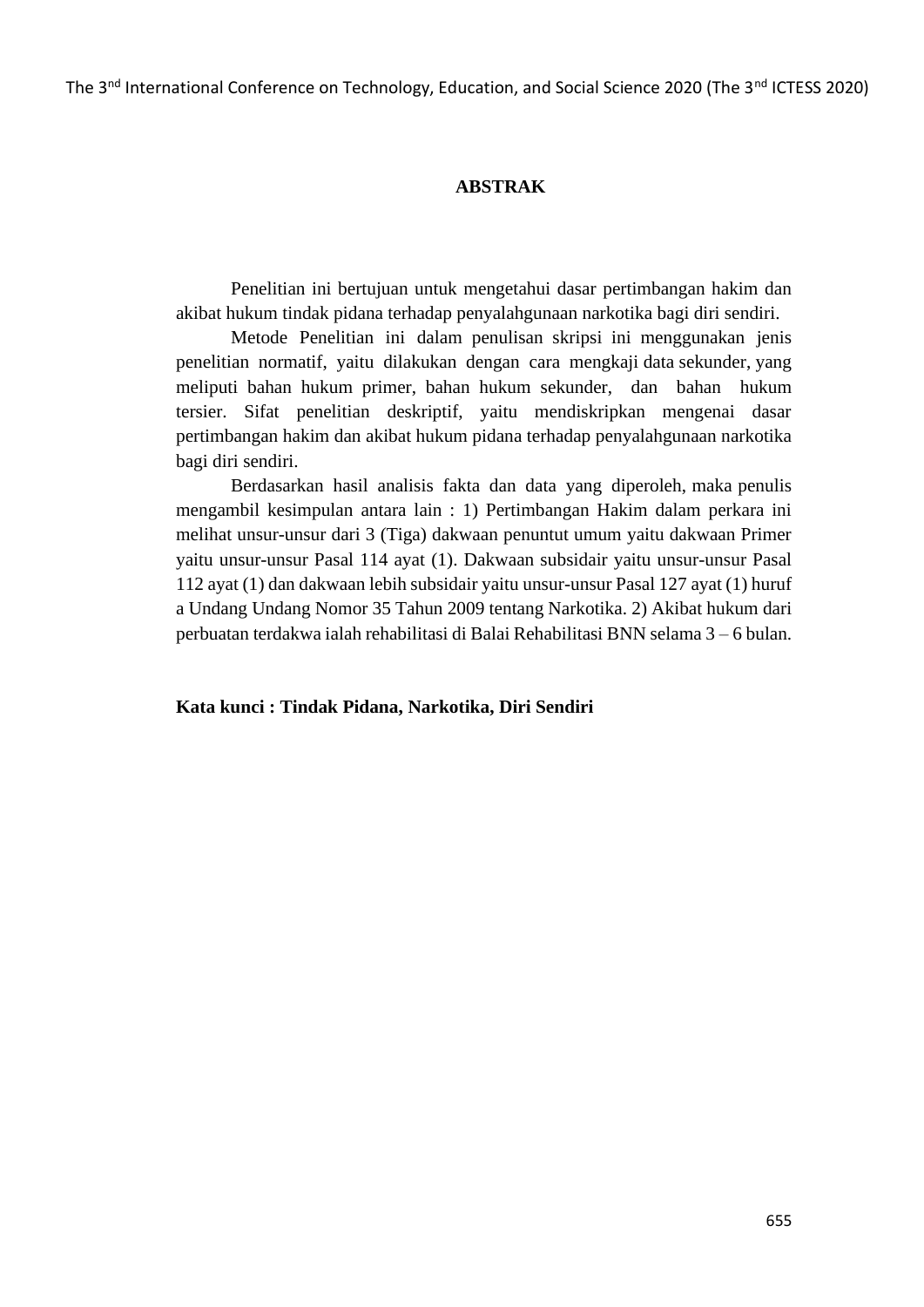# ABSTRAK

Penelitian ini bertujuan untuk mengetahui dasar pertimbangan hakim dan akibat hukum tindak pidana terhadap penyalahgunaan narkotika bagi diri sendiri.

Metode Penelitian ini dalam penulisan skripsi ini menggunakan jenis penelitian normatif, yaitu dilakukan dengan cara mengkaji data sekunder, yang meliputi bahan hukum primer, bahan hukum sekunder, dan bahan hukum tersier. Sifat penelitian deskriptif, yaitu mendiskripkan mengenai dasar pertimbangan hakim dan akibat hukum pidana terhadap penyalahgunaan narkotika bagi diri sendiri.

Berdasarkan hasil analisis fakta dan data yang diperoleh, maka penulis mengambil kesimpulan antara lain : 1) Pertimbangan Hakim dalam perkara ini melihat unsur-unsur dari 3 (Tiga) dakwaan penuntut umum yaitu dakwaan Primer yaitu unsur-unsur Pasal 114 ayat (1). Dakwaan subsidair yaitu unsur-unsur Pasal 112 ayat (1) dan dakwaan lebih subsidair yaitu unsur-unsur Pasal 127 ayat (1) huruf a Undang Undang Nomor 35 Tahun 2009 tentang Narkotika. 2) Akibat hukum dari perbuatan terdakwa ialah rehabilitasi di Balai Rehabilitasi BNN selama 3 – 6 bulan.

**Kata kunci : Tindak Pidana, Narkotika, Diri Sendiri**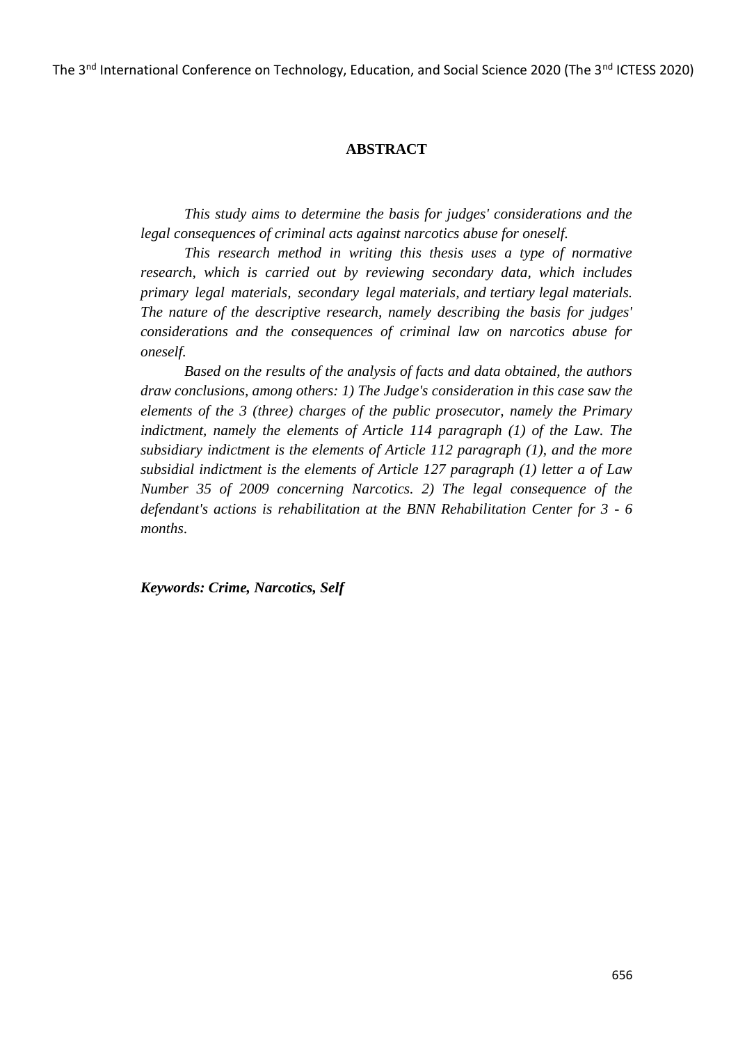## ABSTRACT

*This study aims to determine the basis for judges' considerations and the legal consequences of criminal acts against narcotics abuse for oneself.*

*This research method in writing this thesis uses a type of normative research, which is carried out by reviewing secondary data, which includes primary legal materials, secondary legal materials, and tertiary legal materials. The nature of the descriptive research, namely describing the basis for judges' considerations and the consequences of criminal law on narcotics abuse for oneself.*

*Based on the results of the analysis of facts and data obtained, the authors draw conclusions, among others: 1) The Judge's consideration in this case saw the elements of the 3 (three) charges of the public prosecutor, namely the Primary indictment, namely the elements of Article 114 paragraph (1) of the Law. The subsidiary indictment is the elements of Article 112 paragraph (1), and the more subsidial indictment is the elements of Article 127 paragraph (1) letter a of Law Number 35 of 2009 concerning Narcotics. 2) The legal consequence of the defendant's actions is rehabilitation at the BNN Rehabilitation Center for 3 - 6 months.*

***Keywords: Crime, Narcotics, Self***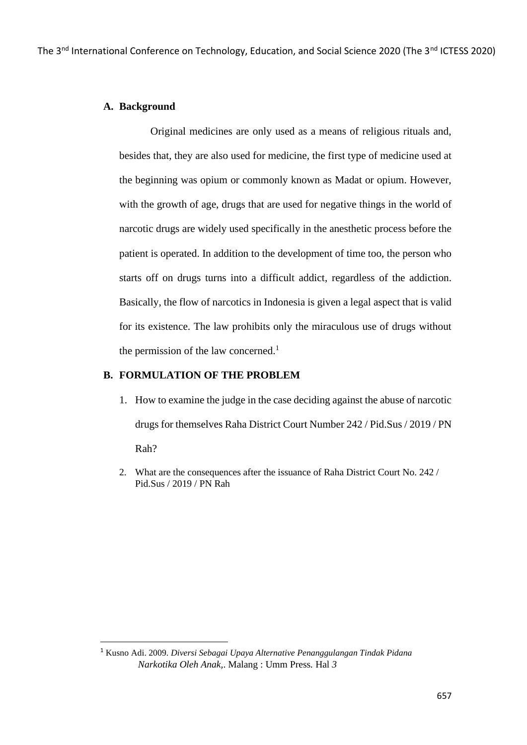## A. Background

Original medicines are only used as a means of religious rituals and, besides that, they are also used for medicine, the first type of medicine used at the beginning was opium or commonly known as Madat or opium. However, with the growth of age, drugs that are used for negative things in the world of narcotic drugs are widely used specifically in the anesthetic process before the patient is operated. In addition to the development of time too, the person who starts off on drugs turns into a difficult addict, regardless of the addiction. Basically, the flow of narcotics in Indonesia is given a legal aspect that is valid for its existence. The law prohibits only the miraculous use of drugs without the permission of the law concerned.[1]

## B. FORMULATION OF THE PROBLEM

1. How to examine the judge in the case deciding against the abuse of narcotic drugs for themselves Raha District Court Number 242 / Pid.Sus / 2019 / PN Rah?
2. What are the consequences after the issuance of Raha District Court No. 242 / Pid.Sus / 2019 / PN Rah

---

[1] Kusno Adi. 2009. *Diversi Sebagai Upaya Alternative Penanggulangan Tindak Pidana Narkotika Oleh Anak,*. Malang : Umm Press. Hal *3*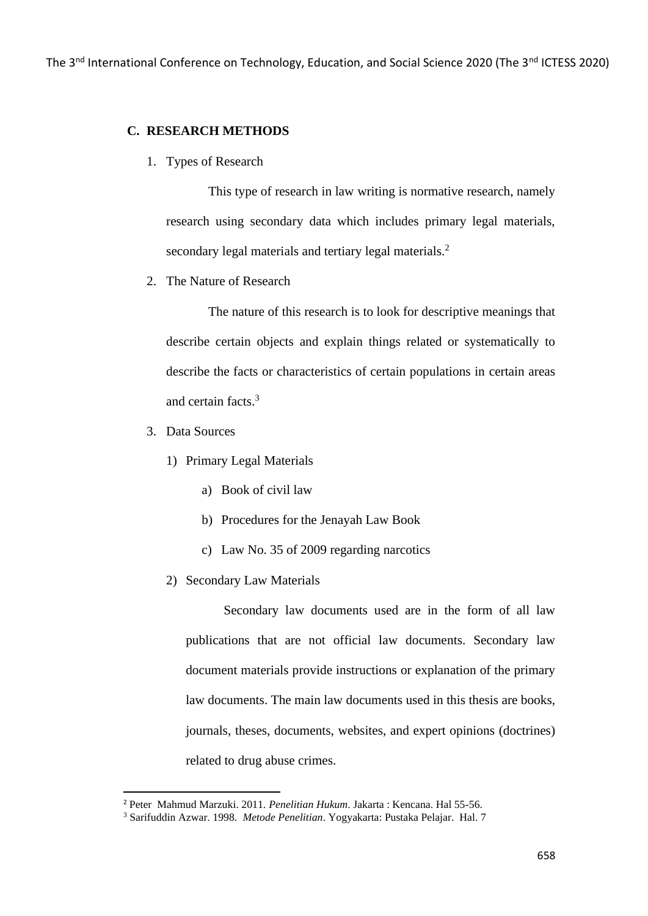## C. RESEARCH METHODS

1. Types of Research

   This type of research in law writing is normative research, namely research using secondary data which includes primary legal materials, secondary legal materials and tertiary legal materials.[2]

2. The Nature of Research

   The nature of this research is to look for descriptive meanings that describe certain objects and explain things related or systematically to describe the facts or characteristics of certain populations in certain areas and certain facts.[3]

3. Data Sources

   1) Primary Legal Materials

      a) Book of civil law

      b) Procedures for the Jenayah Law Book

      c) Law No. 35 of 2009 regarding narcotics

   2) Secondary Law Materials

      Secondary law documents used are in the form of all law publications that are not official law documents. Secondary law document materials provide instructions or explanation of the primary law documents. The main law documents used in this thesis are books, journals, theses, documents, websites, and expert opinions (doctrines) related to drug abuse crimes.

---

[2] Peter Mahmud Marzuki. 2011. *Penelitian Hukum*. Jakarta : Kencana. Hal 55-56.

[3] Sarifuddin Azwar. 1998. *Metode Penelitian*. Yogyakarta: Pustaka Pelajar. Hal. 7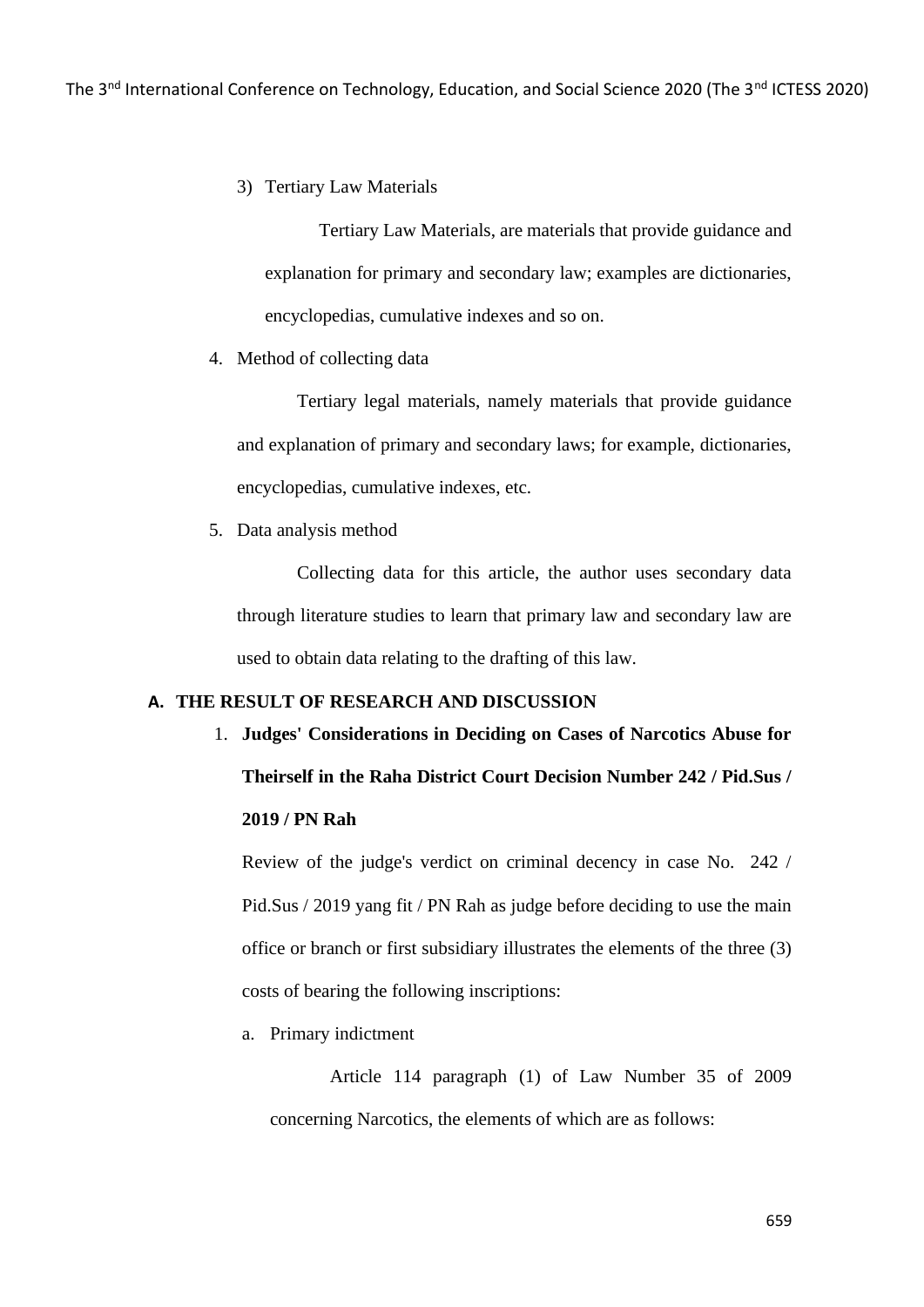3) Tertiary Law Materials

Tertiary Law Materials, are materials that provide guidance and explanation for primary and secondary law; examples are dictionaries, encyclopedias, cumulative indexes and so on.

4. Method of collecting data

Tertiary legal materials, namely materials that provide guidance and explanation of primary and secondary laws; for example, dictionaries, encyclopedias, cumulative indexes, etc.

5. Data analysis method

Collecting data for this article, the author uses secondary data through literature studies to learn that primary law and secondary law are used to obtain data relating to the drafting of this law.

## A. THE RESULT OF RESEARCH AND DISCUSSION

1. **Judges' Considerations in Deciding on Cases of Narcotics Abuse for Theirself in the Raha District Court Decision Number 242 / Pid.Sus / 2019 / PN Rah**

Review of the judge's verdict on criminal decency in case No. 242 / Pid.Sus / 2019 yang fit / PN Rah as judge before deciding to use the main office or branch or first subsidiary illustrates the elements of the three (3) costs of bearing the following inscriptions:

a. Primary indictment

Article 114 paragraph (1) of Law Number 35 of 2009 concerning Narcotics, the elements of which are as follows: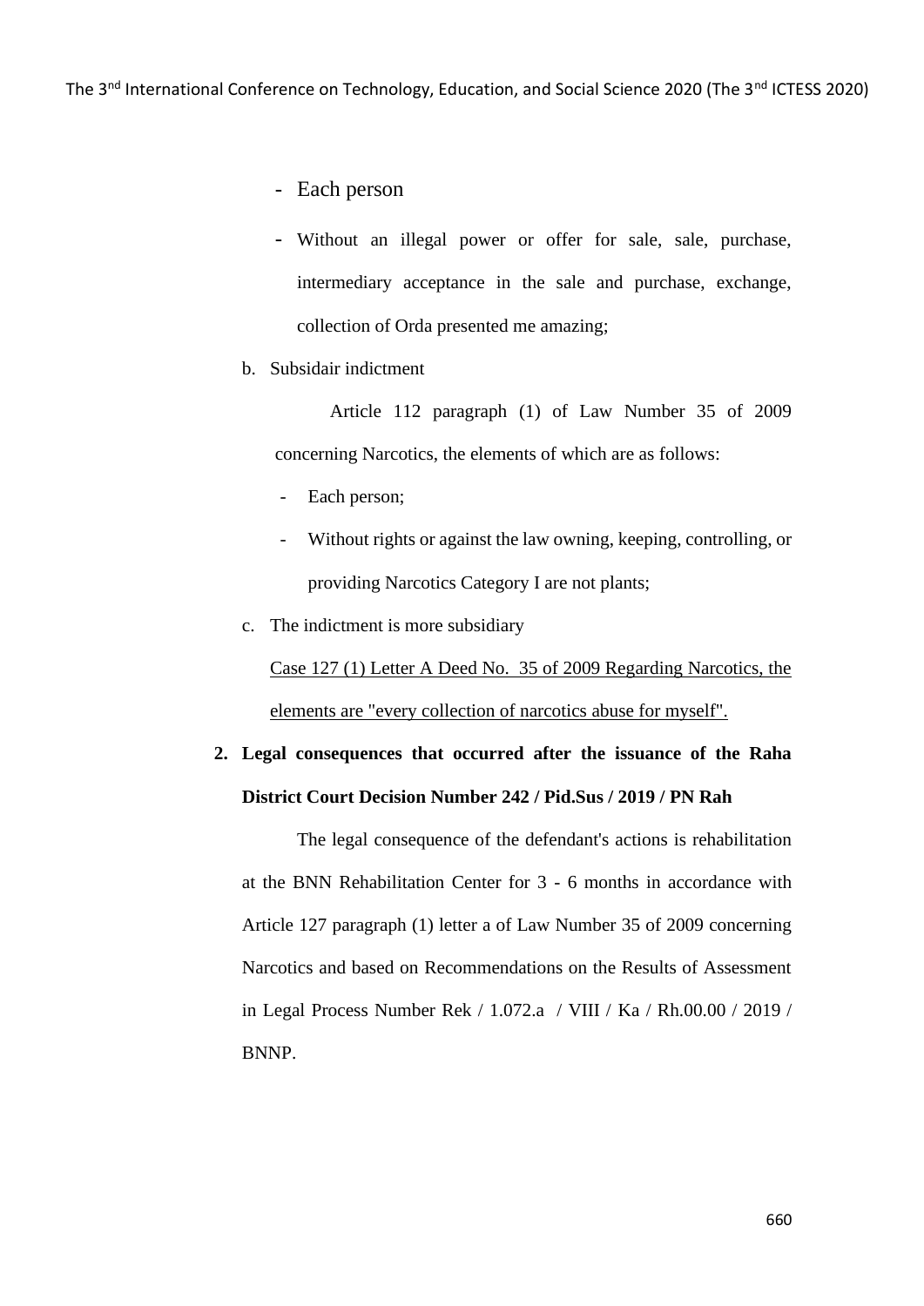- Each person
- Without an illegal power or offer for sale, sale, purchase, intermediary acceptance in the sale and purchase, exchange, collection of Orda presented me amazing;

b. Subsidair indictment

Article 112 paragraph (1) of Law Number 35 of 2009 concerning Narcotics, the elements of which are as follows:

- Each person;
- Without rights or against the law owning, keeping, controlling, or providing Narcotics Category I are not plants;

c. The indictment is more subsidiary

Case 127 (1) Letter A Deed No. 35 of 2009 Regarding Narcotics, the elements are "every collection of narcotics abuse for myself".

**2. Legal consequences that occurred after the issuance of the Raha District Court Decision Number 242 / Pid.Sus / 2019 / PN Rah**

The legal consequence of the defendant's actions is rehabilitation at the BNN Rehabilitation Center for 3 - 6 months in accordance with Article 127 paragraph (1) letter a of Law Number 35 of 2009 concerning Narcotics and based on Recommendations on the Results of Assessment in Legal Process Number Rek / 1.072.a / VIII / Ka / Rh.00.00 / 2019 / BNNP.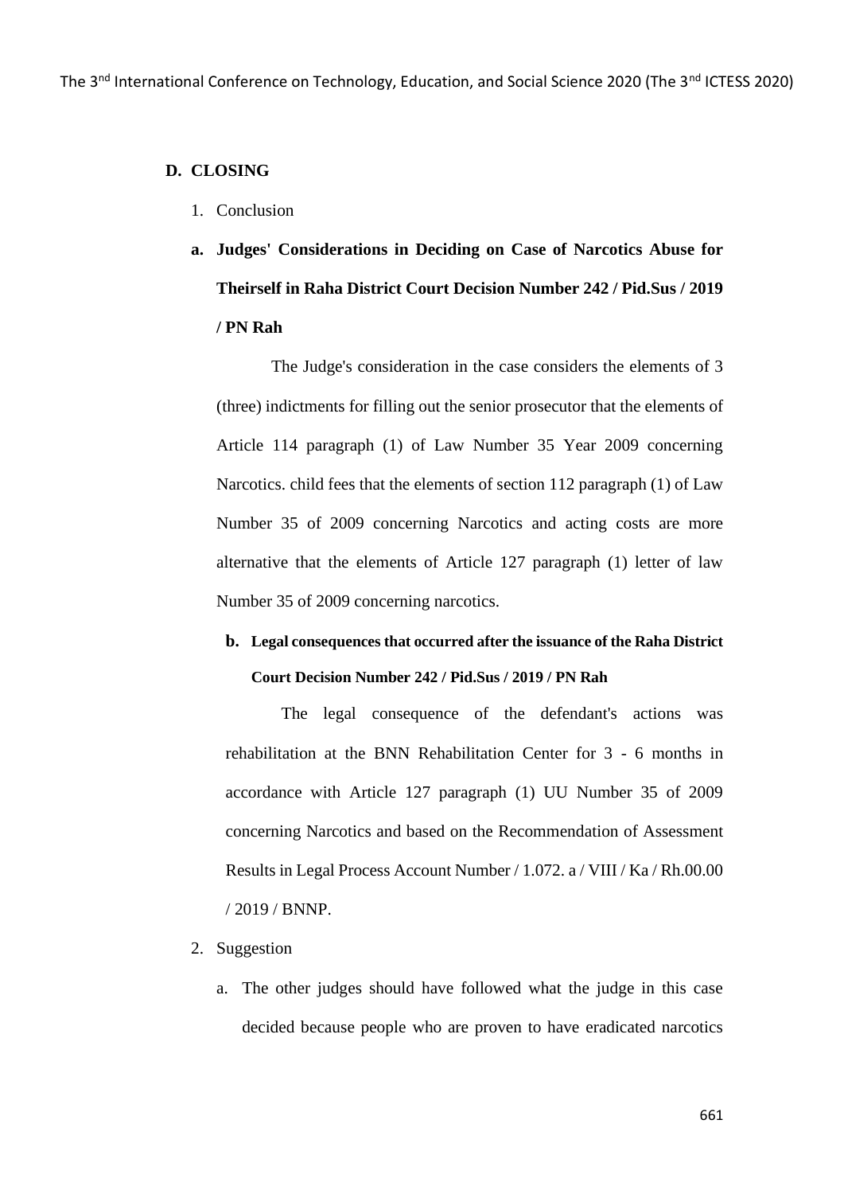## D. CLOSING

1. Conclusion

**a. Judges' Considerations in Deciding on Case of Narcotics Abuse for Theirself in Raha District Court Decision Number 242 / Pid.Sus / 2019 / PN Rah**

The Judge's consideration in the case considers the elements of 3 (three) indictments for filling out the senior prosecutor that the elements of Article 114 paragraph (1) of Law Number 35 Year 2009 concerning Narcotics. child fees that the elements of section 112 paragraph (1) of Law Number 35 of 2009 concerning Narcotics and acting costs are more alternative that the elements of Article 127 paragraph (1) letter of law Number 35 of 2009 concerning narcotics.

**b. Legal consequences that occurred after the issuance of the Raha District Court Decision Number 242 / Pid.Sus / 2019 / PN Rah**

The legal consequence of the defendant's actions was rehabilitation at the BNN Rehabilitation Center for 3 - 6 months in accordance with Article 127 paragraph (1) UU Number 35 of 2009 concerning Narcotics and based on the Recommendation of Assessment Results in Legal Process Account Number / 1.072. a / VIII / Ka / Rh.00.00 / 2019 / BNNP.

2. Suggestion

   a. The other judges should have followed what the judge in this case decided because people who are proven to have eradicated narcotics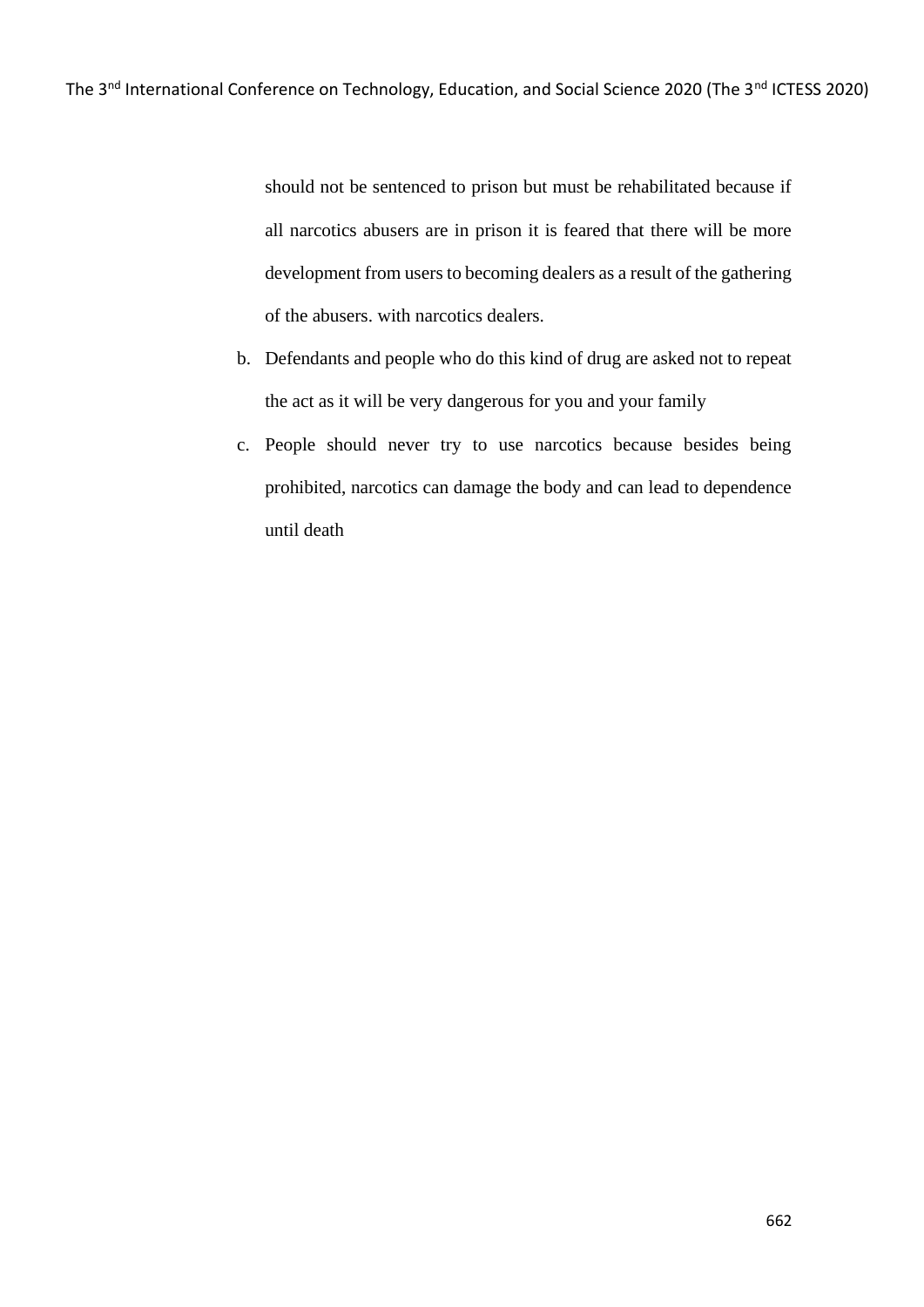should not be sentenced to prison but must be rehabilitated because if all narcotics abusers are in prison it is feared that there will be more development from users to becoming dealers as a result of the gathering of the abusers. with narcotics dealers.

b. Defendants and people who do this kind of drug are asked not to repeat the act as it will be very dangerous for you and your family

c. People should never try to use narcotics because besides being prohibited, narcotics can damage the body and can lead to dependence until death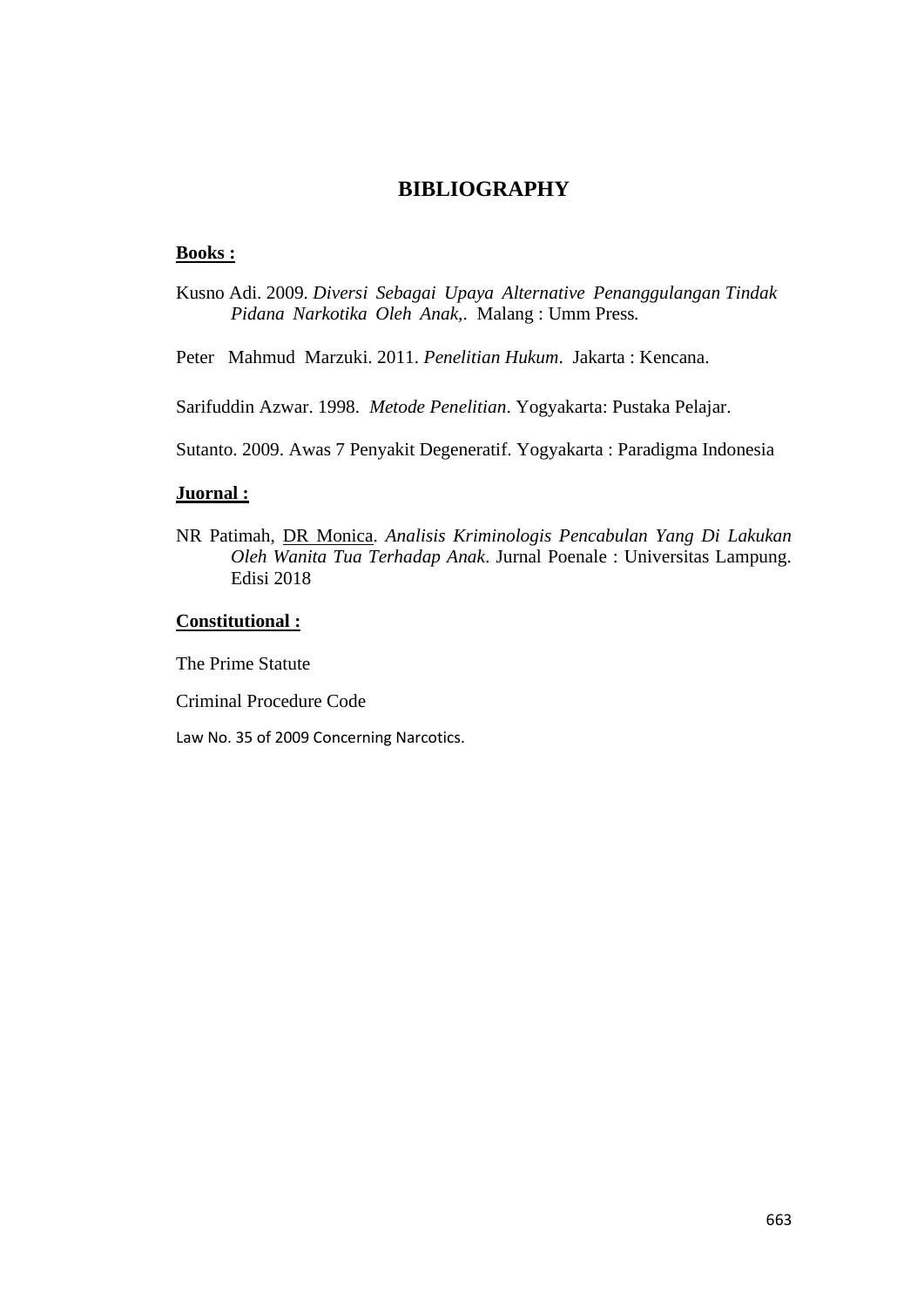# BIBLIOGRAPHY

**Books :**

Kusno Adi. 2009. *Diversi Sebagai Upaya Alternative Penanggulangan Tindak Pidana Narkotika Oleh Anak,*. Malang : Umm Press.

Peter Mahmud Marzuki. 2011. *Penelitian Hukum*. Jakarta : Kencana.

Sarifuddin Azwar. 1998. *Metode Penelitian*. Yogyakarta: Pustaka Pelajar.

Sutanto. 2009. Awas 7 Penyakit Degeneratif. Yogyakarta : Paradigma Indonesia

**Juornal :**

NR Patimah, DR Monica. *Analisis Kriminologis Pencabulan Yang Di Lakukan Oleh Wanita Tua Terhadap Anak*. Jurnal Poenale : Universitas Lampung. Edisi 2018

**Constitutional :**

The Prime Statute

Criminal Procedure Code

Law No. 35 of 2009 Concerning Narcotics.